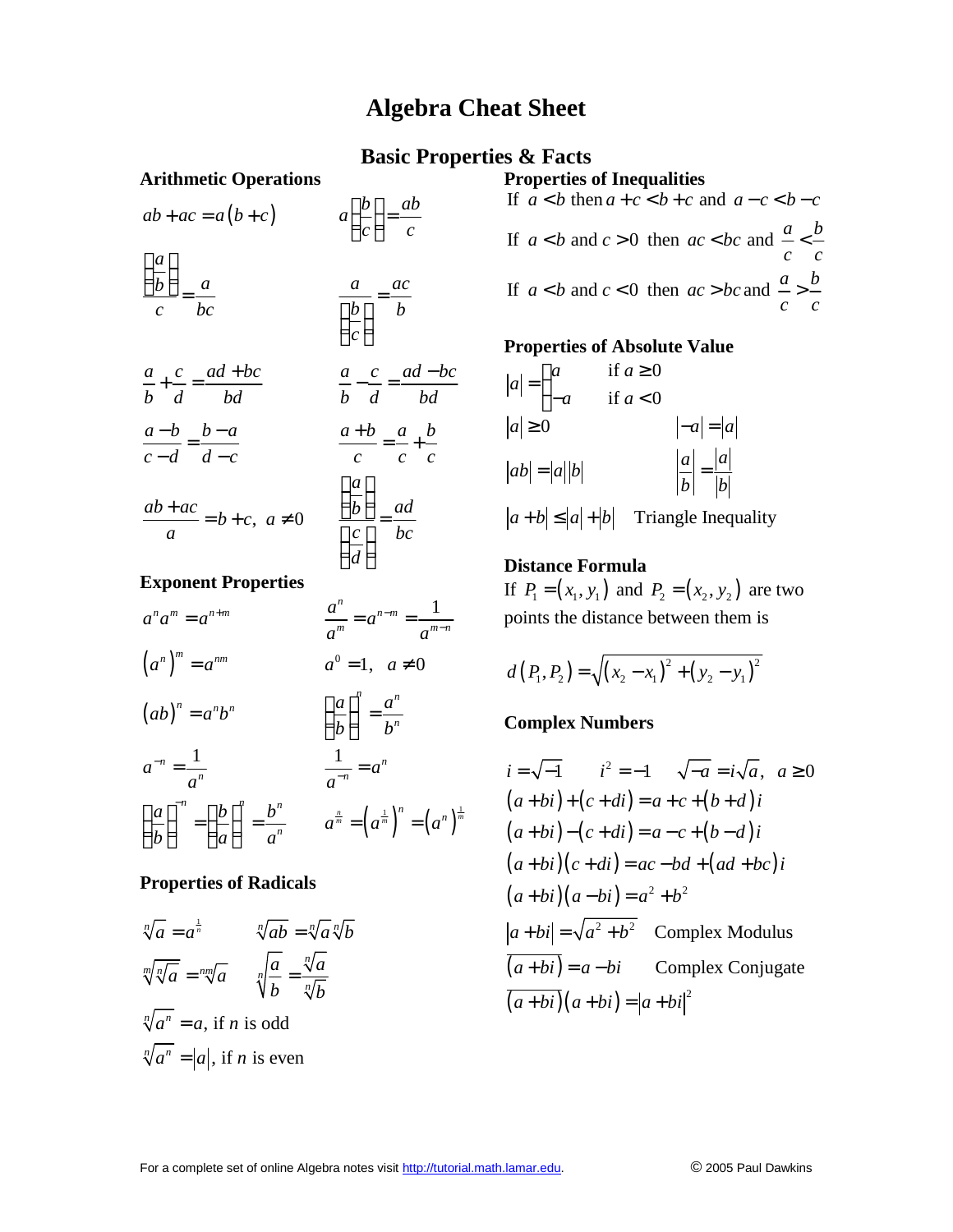# Algebra Cheat Sheet

## Basic Properties & Facts

### Arithmetic Operations

$$ab + ac = a(b + c) \qquad a\left(\frac{b}{c}\right) = \frac{ab}{c}$$

$$\frac{\left(\frac{a}{b}\right)}{c} = \frac{a}{bc} \qquad \frac{a}{\left(\frac{b}{c}\right)} = \frac{ac}{b}$$

$$\frac{a}{b} + \frac{c}{d} = \frac{ad + bc}{bd} \qquad \frac{a}{b} - \frac{c}{d} = \frac{ad - bc}{bd}$$

$$\frac{a - b}{c - d} = \frac{b - a}{d - c} \qquad \frac{a + b}{c} = \frac{a}{c} + \frac{b}{c}$$

$$\frac{ab + ac}{a} = b + c,\ a \neq 0 \qquad \frac{\left(\frac{a}{b}\right)}{\left(\frac{c}{d}\right)} = \frac{ad}{bc}$$

### Exponent Properties

$$a^n a^m = a^{n+m} \qquad \frac{a^n}{a^m} = a^{n-m} = \frac{1}{a^{m-n}}$$

$$\left(a^n\right)^m = a^{nm} \qquad a^0 = 1,\ a \neq 0$$

$$(ab)^n = a^n b^n \qquad \left(\frac{a}{b}\right)^n = \frac{a^n}{b^n}$$

$$a^{-n} = \frac{1}{a^n} \qquad \frac{1}{a^{-n}} = a^n$$

$$\left(\frac{a}{b}\right)^{-n} = \left(\frac{b}{a}\right)^n = \frac{b^n}{a^n} \qquad a^{\frac{n}{m}} = \left(a^{\frac{1}{m}}\right)^n = \left(a^n\right)^{\frac{1}{m}}$$

### Properties of Radicals

$$\sqrt[n]{a} = a^{\frac{1}{n}} \qquad \sqrt[n]{ab} = \sqrt[n]{a}\sqrt[n]{b}$$

$$\sqrt[m]{\sqrt[n]{a}} = \sqrt[nm]{a} \qquad \sqrt[n]{\frac{a}{b}} = \frac{\sqrt[n]{a}}{\sqrt[n]{b}}$$

$\sqrt[n]{a^n} = a$, if $n$ is odd

$\sqrt[n]{a^n} = |a|$, if $n$ is even

### Properties of Inequalities

If $a < b$ then $a + c < b + c$ and $a - c < b - c$

If $a < b$ and $c > 0$ then $ac < bc$ and $\frac{a}{c} < \frac{b}{c}$

If $a < b$ and $c < 0$ then $ac > bc$ and $\frac{a}{c} > \frac{b}{c}$

### Properties of Absolute Value

$$|a| = \begin{cases} a & \text{if } a \geq 0 \\ -a & \text{if } a < 0 \end{cases}$$

$$|a| \geq 0 \qquad |-a| = |a|$$

$$|ab| = |a||b| \qquad \left|\frac{a}{b}\right| = \frac{|a|}{|b|}$$

$|a + b| \leq |a| + |b|$ Triangle Inequality

### Distance Formula

If $P_1 = (x_1, y_1)$ and $P_2 = (x_2, y_2)$ are two points the distance between them is

$$d(P_1, P_2) = \sqrt{(x_2 - x_1)^2 + (y_2 - y_1)^2}$$

### Complex Numbers

$$i = \sqrt{-1} \qquad i^2 = -1 \qquad \sqrt{-a} = i\sqrt{a},\ a \geq 0$$

$$(a + bi) + (c + di) = a + c + (b + d)i$$

$$(a + bi) - (c + di) = a - c + (b - d)i$$

$$(a + bi)(c + di) = ac - bd + (ad + bc)i$$

$$(a + bi)(a - bi) = a^2 + b^2$$

$|a + bi| = \sqrt{a^2 + b^2}$ Complex Modulus

$\overline{(a + bi)} = a - bi$ Complex Conjugate

$$\overline{(a + bi)}(a + bi) = |a + bi|^2$$

For a complete set of online Algebra notes visit http://tutorial.math.lamar.edu.

© 2005 Paul Dawkins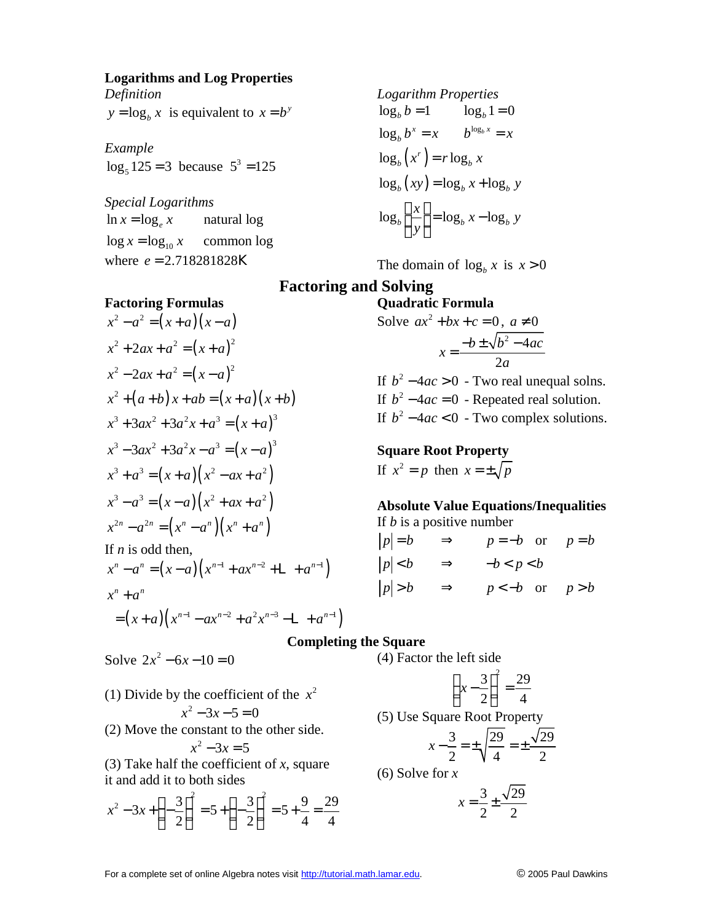## Logarithms and Log Properties

*Definition*

$y = \log_b x$ is equivalent to $x = b^y$

*Example*

$\log_5 125 = 3$ because $5^3 = 125$

*Special Logarithms*

$\ln x = \log_e x$ natural log

$\log x = \log_{10} x$ common log

where $e = 2.718281828\ldots$

*Logarithm Properties*

$\log_b b = 1 \qquad \log_b 1 = 0$

$\log_b b^x = x \qquad b^{\log_b x} = x$

$\log_b \left(x^r\right) = r \log_b x$

$\log_b \left(xy\right) = \log_b x + \log_b y$

$\log_b \left(\frac{x}{y}\right) = \log_b x - \log_b y$

The domain of $\log_b x$ is $x > 0$

# Factoring and Solving

### Factoring Formulas

$x^2 - a^2 = \left(x+a\right)\left(x-a\right)$

$x^2 + 2ax + a^2 = \left(x+a\right)^2$

$x^2 - 2ax + a^2 = \left(x-a\right)^2$

$x^2 + \left(a+b\right)x + ab = \left(x+a\right)\left(x+b\right)$

$x^3 + 3ax^2 + 3a^2x + a^3 = \left(x+a\right)^3$

$x^3 - 3ax^2 + 3a^2x - a^3 = \left(x-a\right)^3$

$x^3 + a^3 = \left(x+a\right)\left(x^2 - ax + a^2\right)$

$x^3 - a^3 = \left(x-a\right)\left(x^2 + ax + a^2\right)$

$x^{2n} - a^{2n} = \left(x^n - a^n\right)\left(x^n + a^n\right)$

If $n$ is odd then,

$x^n - a^n = \left(x-a\right)\left(x^{n-1} + ax^{n-2} + \cdots + a^{n-1}\right)$

$x^n + a^n$

$= \left(x+a\right)\left(x^{n-1} - ax^{n-2} + a^2x^{n-3} - \cdots + a^{n-1}\right)$

### Quadratic Formula

Solve $ax^2 + bx + c = 0$, $a \neq 0$

$$x = \frac{-b \pm \sqrt{b^2 - 4ac}}{2a}$$

If $b^2 - 4ac > 0$ - Two real unequal solns.

If $b^2 - 4ac = 0$ - Repeated real solution.

If $b^2 - 4ac < 0$ - Two complex solutions.

### Square Root Property

If $x^2 = p$ then $x = \pm\sqrt{p}$

### Absolute Value Equations/Inequalities

If $b$ is a positive number

$|p| = b \quad \Rightarrow \quad p = -b \quad \text{or} \quad p = b$

$|p| < b \quad \Rightarrow \quad -b < p < b$

$|p| > b \quad \Rightarrow \quad p < -b \quad \text{or} \quad p > b$

### Completing the Square

Solve $2x^2 - 6x - 10 = 0$

(1) Divide by the coefficient of the $x^2$

$$x^2 - 3x - 5 = 0$$

(2) Move the constant to the other side.

$$x^2 - 3x = 5$$

(3) Take half the coefficient of $x$, square it and add it to both sides

$$x^2 - 3x + \left(-\frac{3}{2}\right)^2 = 5 + \left(-\frac{3}{2}\right)^2 = 5 + \frac{9}{4} = \frac{29}{4}$$

(4) Factor the left side

$$\left(x - \frac{3}{2}\right)^2 = \frac{29}{4}$$

(5) Use Square Root Property

$$x - \frac{3}{2} = \pm\sqrt{\frac{29}{4}} = \pm\frac{\sqrt{29}}{2}$$

(6) Solve for $x$

$$x = \frac{3}{2} \pm \frac{\sqrt{29}}{2}$$

For a complete set of online Algebra notes visit http://tutorial.math.lamar.edu. © 2005 Paul Dawkins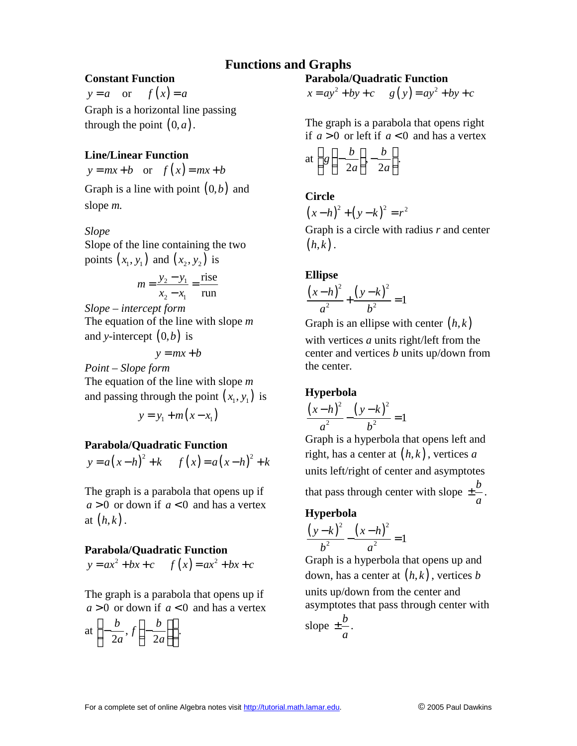# Functions and Graphs

**Constant Function**

$y = a$ or $f(x) = a$

Graph is a horizontal line passing through the point $(0, a)$.

**Line/Linear Function**

$y = mx + b$ or $f(x) = mx + b$

Graph is a line with point $(0, b)$ and slope *m*.

*Slope*

Slope of the line containing the two points $(x_1, y_1)$ and $(x_2, y_2)$ is

$$m = \frac{y_2 - y_1}{x_2 - x_1} = \frac{\text{rise}}{\text{run}}$$

*Slope – intercept form*

The equation of the line with slope *m* and *y*-intercept $(0, b)$ is

$$y = mx + b$$

*Point – Slope form*

The equation of the line with slope *m* and passing through the point $(x_1, y_1)$ is

$$y = y_1 + m(x - x_1)$$

**Parabola/Quadratic Function**

$y = a(x-h)^2 + k \qquad f(x) = a(x-h)^2 + k$

The graph is a parabola that opens up if $a > 0$ or down if $a < 0$ and has a vertex at $(h, k)$.

**Parabola/Quadratic Function**

$y = ax^2 + bx + c \qquad f(x) = ax^2 + bx + c$

The graph is a parabola that opens up if $a > 0$ or down if $a < 0$ and has a vertex at $\left(-\frac{b}{2a}, f\left(-\frac{b}{2a}\right)\right)$.

**Parabola/Quadratic Function**

$x = ay^2 + by + c \qquad g(y) = ay^2 + by + c$

The graph is a parabola that opens right if $a > 0$ or left if $a < 0$ and has a vertex at $\left(g\left(-\frac{b}{2a}\right), -\frac{b}{2a}\right)$.

**Circle**

$(x-h)^2 + (y-k)^2 = r^2$

Graph is a circle with radius *r* and center $(h, k)$.

**Ellipse**

$$\frac{(x-h)^2}{a^2} + \frac{(y-k)^2}{b^2} = 1$$

Graph is an ellipse with center $(h, k)$ with vertices *a* units right/left from the center and vertices *b* units up/down from the center.

**Hyperbola**

$$\frac{(x-h)^2}{a^2} - \frac{(y-k)^2}{b^2} = 1$$

Graph is a hyperbola that opens left and right, has a center at $(h, k)$, vertices *a* units left/right of center and asymptotes that pass through center with slope $\pm\frac{b}{a}$.

**Hyperbola**

$$\frac{(y-k)^2}{b^2} - \frac{(x-h)^2}{a^2} = 1$$

Graph is a hyperbola that opens up and down, has a center at $(h, k)$, vertices *b* units up/down from the center and asymptotes that pass through center with slope $\pm\frac{b}{a}$.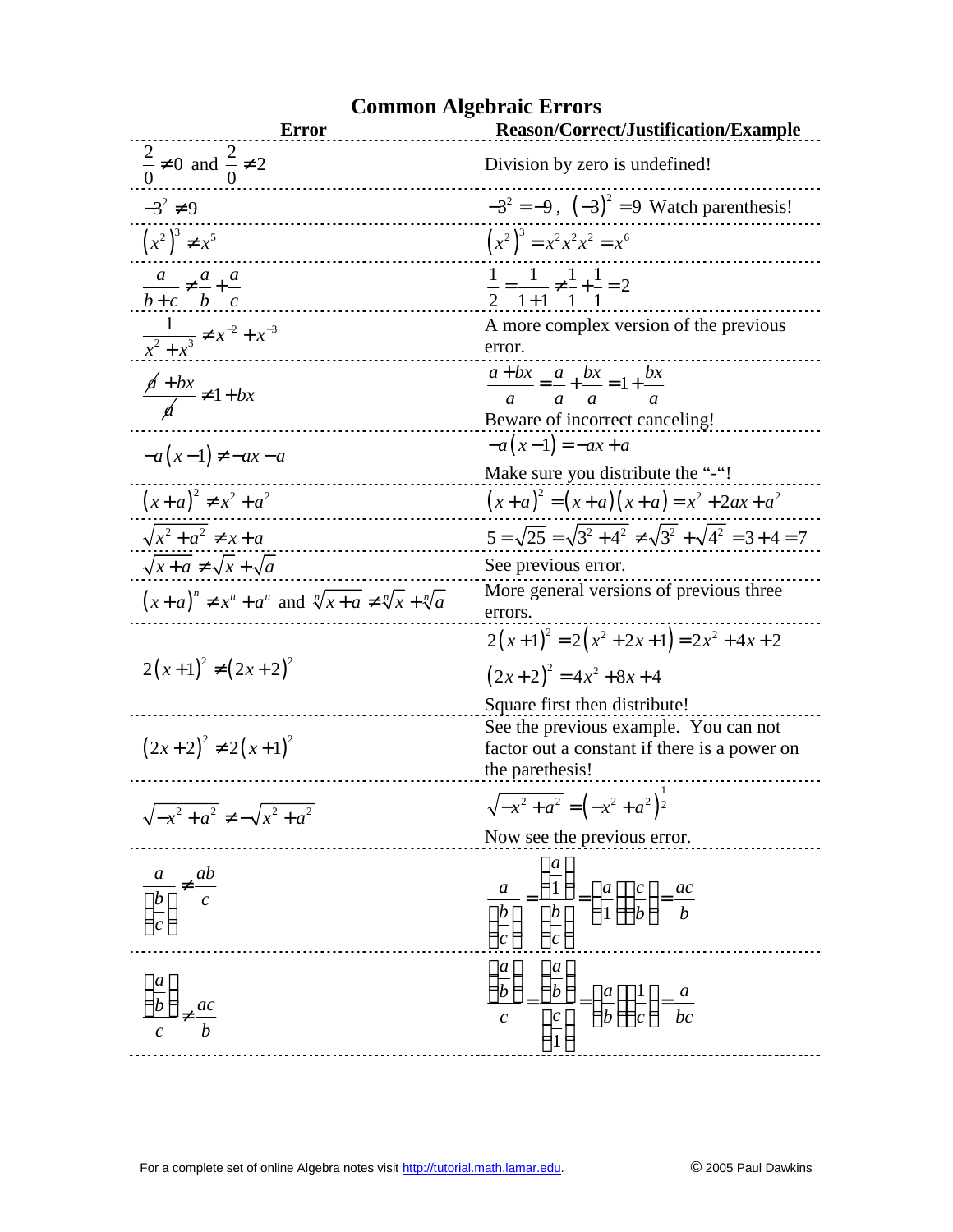# Common Algebraic Errors

| Error | Reason/Correct/Justification/Example |
|---|---|
| $\frac{2}{0} \neq 0$ and $\frac{2}{0} \neq 2$ | Division by zero is undefined! |
| $-3^2 \neq 9$ | $-3^2 = -9$, $(-3)^2 = 9$ Watch parenthesis! |
| $(x^2)^3 \neq x^5$ | $(x^2)^3 = x^2x^2x^2 = x^6$ |
| $\frac{a}{b+c} \neq \frac{a}{b} + \frac{a}{c}$ | $\frac{1}{2} = \frac{1}{1+1} \neq \frac{1}{1} + \frac{1}{1} = 2$ |
| $\frac{1}{x^2+x^3} \neq x^{-2} + x^{-3}$ | A more complex version of the previous error. |
| $\frac{\not{a}+bx}{\not{a}} \neq 1+bx$ | $\frac{a+bx}{a} = \frac{a}{a} + \frac{bx}{a} = 1 + \frac{bx}{a}$ Beware of incorrect canceling! |
| $-a(x-1) \neq -ax - a$ | $-a(x-1) = -ax + a$ Make sure you distribute the "-"! |
| $(x+a)^2 \neq x^2 + a^2$ | $(x+a)^2 = (x+a)(x+a) = x^2 + 2ax + a^2$ |
| $\sqrt{x^2+a^2} \neq x + a$ | $5 = \sqrt{25} = \sqrt{3^2+4^2} \neq \sqrt{3^2} + \sqrt{4^2} = 3 + 4 = 7$ |
| $\sqrt{x+a} \neq \sqrt{x} + \sqrt{a}$ | See previous error. |
| $(x+a)^n \neq x^n + a^n$ and $\sqrt[n]{x+a} \neq \sqrt[n]{x} + \sqrt[n]{a}$ | More general versions of previous three errors. |
| $2(x+1)^2 \neq (2x+2)^2$ | $2(x+1)^2 = 2(x^2+2x+1) = 2x^2 + 4x + 2$ <br> $(2x+2)^2 = 4x^2 + 8x + 4$ <br> Square first then distribute! |
| $(2x+2)^2 \neq 2(x+1)^2$ | See the previous example. You can not factor out a constant if there is a power on the parethesis! |
| $\sqrt{-x^2+a^2} \neq -\sqrt{x^2+a^2}$ | $\sqrt{-x^2+a^2} = (-x^2+a^2)^{\frac{1}{2}}$ Now see the previous error. |
| $\frac{a}{\left(\frac{b}{c}\right)} \neq \frac{ab}{c}$ | $\frac{a}{\left(\frac{b}{c}\right)} = \frac{\left(\frac{a}{1}\right)}{\left(\frac{b}{c}\right)} = \left(\frac{a}{1}\right)\left(\frac{c}{b}\right) = \frac{ac}{b}$ |
| $\frac{\left(\frac{a}{b}\right)}{c} \neq \frac{ac}{b}$ | $\frac{\left(\frac{a}{b}\right)}{c} = \frac{\left(\frac{a}{b}\right)}{\left(\frac{c}{1}\right)} = \left(\frac{a}{b}\right)\left(\frac{1}{c}\right) = \frac{a}{bc}$ |

For a complete set of online Algebra notes visit http://tutorial.math.lamar.edu.

© 2005 Paul Dawkins